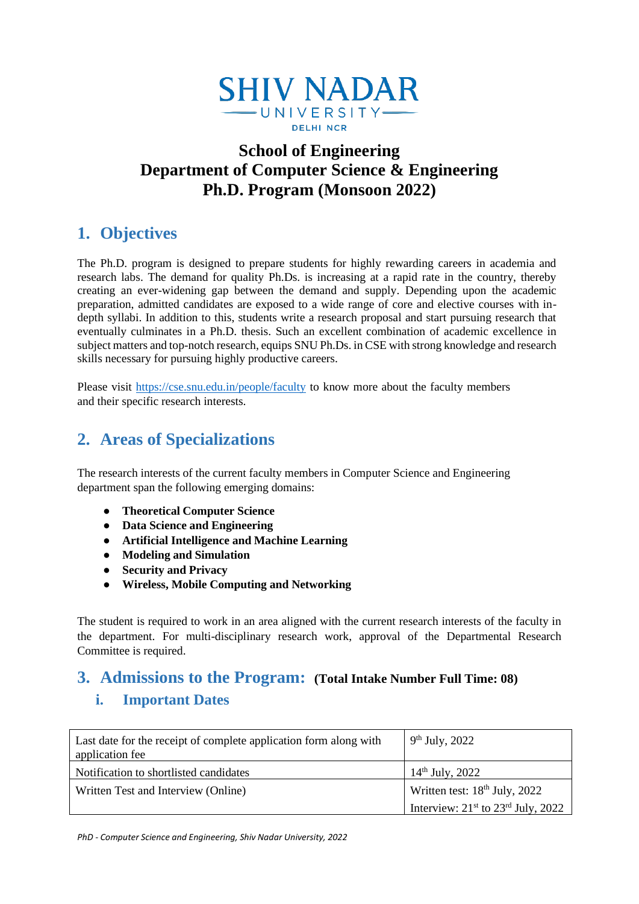SHIV NADAR UNIVERSITY DELHI NCR

# School of Engineering
# Department of Computer Science & Engineering
# Ph.D. Program (Monsoon 2022)

## 1. Objectives

The Ph.D. program is designed to prepare students for highly rewarding careers in academia and research labs. The demand for quality Ph.Ds. is increasing at a rapid rate in the country, thereby creating an ever-widening gap between the demand and supply. Depending upon the academic preparation, admitted candidates are exposed to a wide range of core and elective courses with in-depth syllabi. In addition to this, students write a research proposal and start pursuing research that eventually culminates in a Ph.D. thesis. Such an excellent combination of academic excellence in subject matters and top-notch research, equips SNU Ph.Ds. in CSE with strong knowledge and research skills necessary for pursuing highly productive careers.

Please visit https://cse.snu.edu.in/people/faculty to know more about the faculty members and their specific research interests.

## 2. Areas of Specializations

The research interests of the current faculty members in Computer Science and Engineering department span the following emerging domains:

- **Theoretical Computer Science**
- **Data Science and Engineering**
- **Artificial Intelligence and Machine Learning**
- **Modeling and Simulation**
- **Security and Privacy**
- **Wireless, Mobile Computing and Networking**

The student is required to work in an area aligned with the current research interests of the faculty in the department. For multi-disciplinary research work, approval of the Departmental Research Committee is required.

## 3. Admissions to the Program: (Total Intake Number Full Time: 08)

### i. Important Dates

| | |
|---|---|
| Last date for the receipt of complete application form along with application fee | 9th July, 2022 |
| Notification to shortlisted candidates | 14th July, 2022 |
| Written Test and Interview (Online) | Written test: 18th July, 2022<br>Interview: 21st to 23rd July, 2022 |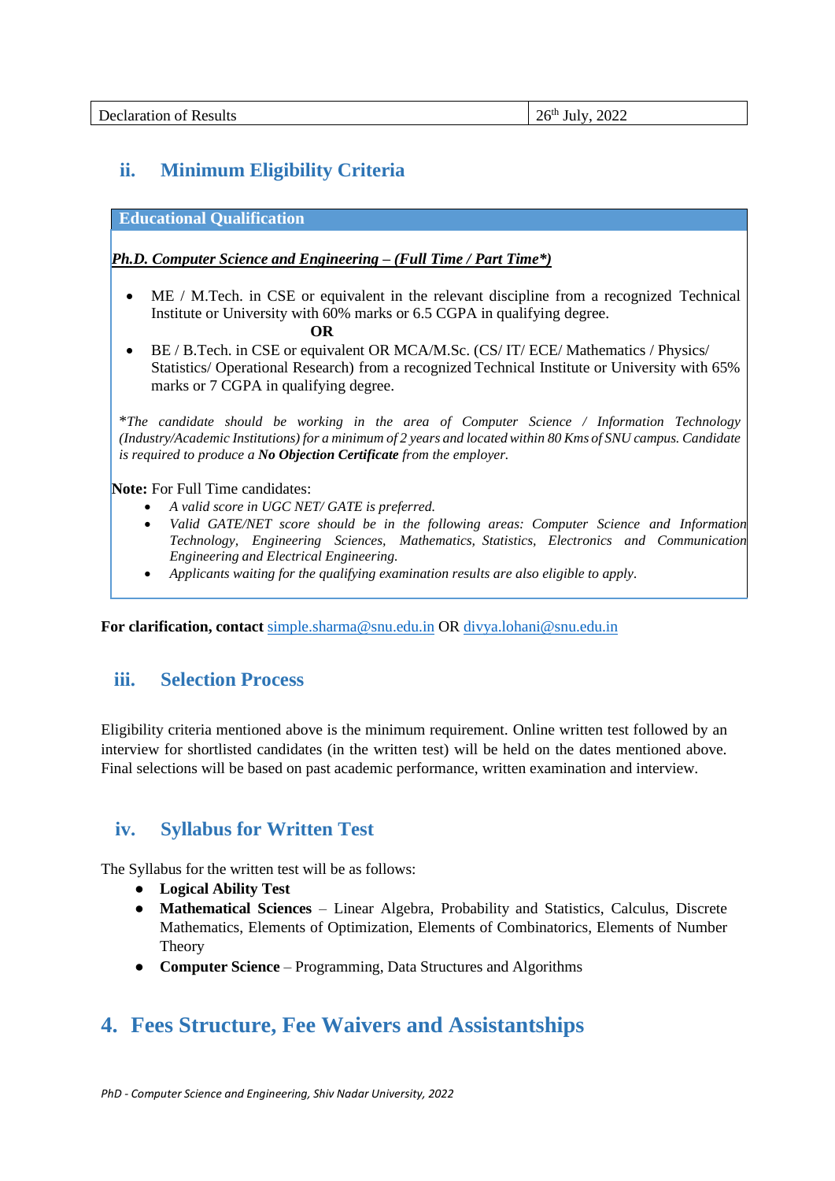| Declaration of Results | 26th July, 2022 |
|---|---|

## ii. Minimum Eligibility Criteria

**Educational Qualification**

***Ph.D. Computer Science and Engineering – (Full Time / Part Time*)***

- ME / M.Tech. in CSE or equivalent in the relevant discipline from a recognized Technical Institute or University with 60% marks or 6.5 CGPA in qualifying degree.

  **OR**

- BE / B.Tech. in CSE or equivalent OR MCA/M.Sc. (CS/ IT/ ECE/ Mathematics / Physics/ Statistics/ Operational Research) from a recognized Technical Institute or University with 65% marks or 7 CGPA in qualifying degree.

*\*The candidate should be working in the area of Computer Science / Information Technology (Industry/Academic Institutions) for a minimum of 2 years and located within 80 Kms of SNU campus. Candidate is required to produce a **No Objection Certificate** from the employer.*

**Note:** For Full Time candidates:

- *A valid score in UGC NET/ GATE is preferred.*
- *Valid GATE/NET score should be in the following areas: Computer Science and Information Technology, Engineering Sciences, Mathematics, Statistics, Electronics and Communication Engineering and Electrical Engineering.*
- *Applicants waiting for the qualifying examination results are also eligible to apply.*

**For clarification, contact** simple.sharma@snu.edu.in OR divya.lohani@snu.edu.in

## iii. Selection Process

Eligibility criteria mentioned above is the minimum requirement. Online written test followed by an interview for shortlisted candidates (in the written test) will be held on the dates mentioned above. Final selections will be based on past academic performance, written examination and interview.

## iv. Syllabus for Written Test

The Syllabus for the written test will be as follows:

- **Logical Ability Test**
- **Mathematical Sciences** – Linear Algebra, Probability and Statistics, Calculus, Discrete Mathematics, Elements of Optimization, Elements of Combinatorics, Elements of Number Theory
- **Computer Science** – Programming, Data Structures and Algorithms

# 4. Fees Structure, Fee Waivers and Assistantships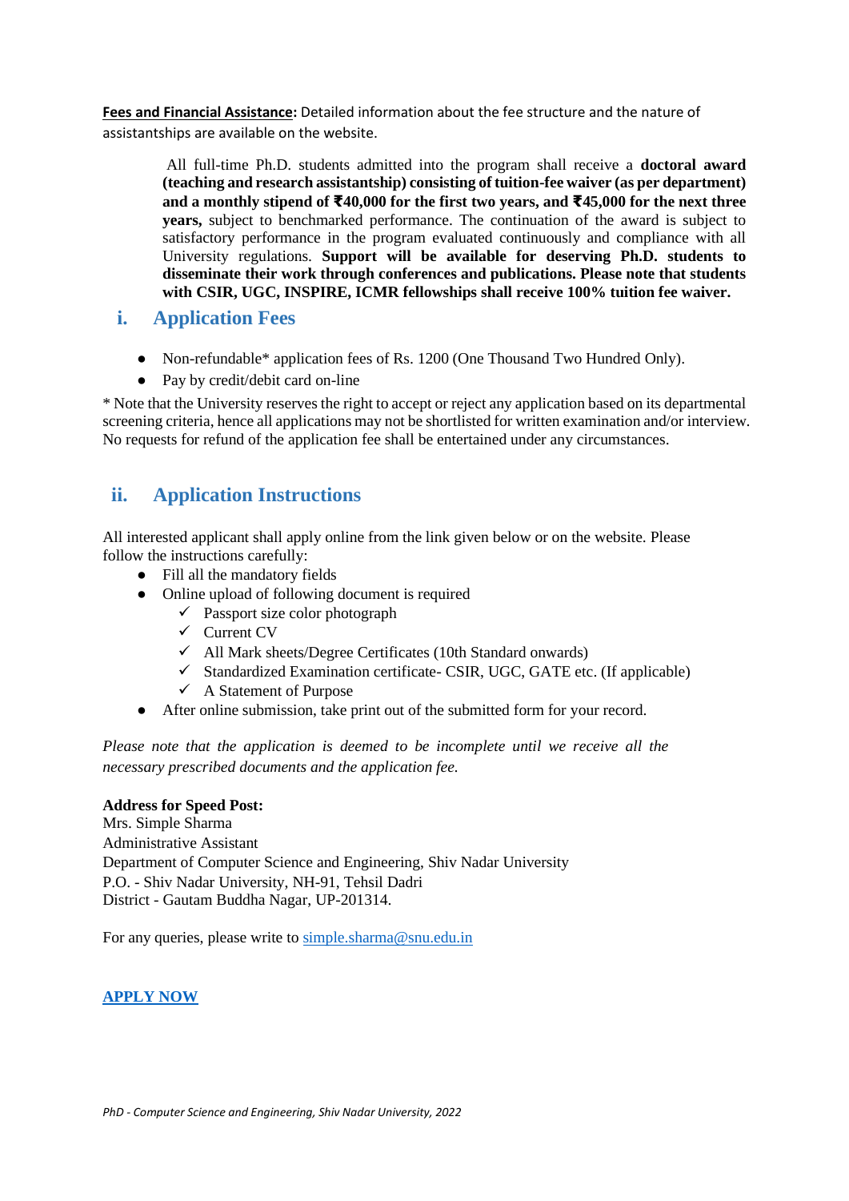**Fees and Financial Assistance:** Detailed information about the fee structure and the nature of assistantships are available on the website.

> All full-time Ph.D. students admitted into the program shall receive a **doctoral award (teaching and research assistantship) consisting of tuition-fee waiver (as per department) and a monthly stipend of ₹40,000 for the first two years, and ₹45,000 for the next three years,** subject to benchmarked performance. The continuation of the award is subject to satisfactory performance in the program evaluated continuously and compliance with all University regulations. **Support will be available for deserving Ph.D. students to disseminate their work through conferences and publications. Please note that students with CSIR, UGC, INSPIRE, ICMR fellowships shall receive 100% tuition fee waiver.**

## i. Application Fees

- Non-refundable* application fees of Rs. 1200 (One Thousand Two Hundred Only).
- Pay by credit/debit card on-line

* Note that the University reserves the right to accept or reject any application based on its departmental screening criteria, hence all applications may not be shortlisted for written examination and/or interview. No requests for refund of the application fee shall be entertained under any circumstances.

## ii. Application Instructions

All interested applicant shall apply online from the link given below or on the website. Please follow the instructions carefully:

- Fill all the mandatory fields
- Online upload of following document is required
  - ✓ Passport size color photograph
  - ✓ Current CV
  - ✓ All Mark sheets/Degree Certificates (10th Standard onwards)
  - ✓ Standardized Examination certificate- CSIR, UGC, GATE etc. (If applicable)
  - ✓ A Statement of Purpose
- After online submission, take print out of the submitted form for your record.

*Please note that the application is deemed to be incomplete until we receive all the necessary prescribed documents and the application fee.*

**Address for Speed Post:**
Mrs. Simple Sharma
Administrative Assistant
Department of Computer Science and Engineering, Shiv Nadar University
P.O. - Shiv Nadar University, NH-91, Tehsil Dadri
District - Gautam Buddha Nagar, UP-201314.

For any queries, please write to simple.sharma@snu.edu.in

**APPLY NOW**